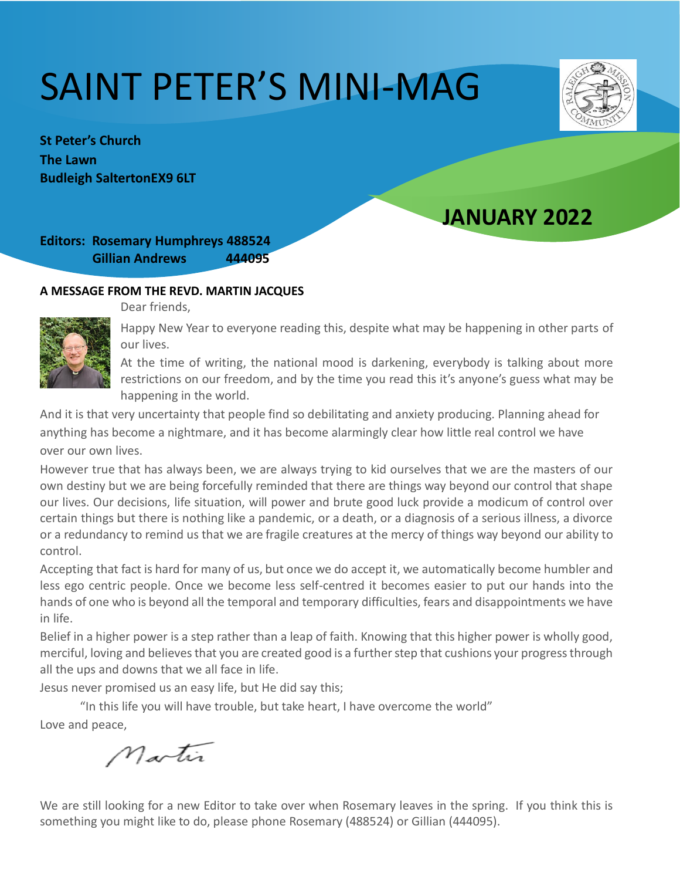# SAINT PETER'S MINI-MAG

**St Peter's Church**
**The Lawn**
**Budleigh SaltertonEX9 6LT**

## JANUARY 2022

**Editors: Rosemary Humphreys 488524**
**Gillian Andrews 444095**

### A MESSAGE FROM THE REVD. MARTIN JACQUES

Dear friends,

Happy New Year to everyone reading this, despite what may be happening in other parts of our lives.

At the time of writing, the national mood is darkening, everybody is talking about more restrictions on our freedom, and by the time you read this it's anyone's guess what may be happening in the world.

And it is that very uncertainty that people find so debilitating and anxiety producing. Planning ahead for anything has become a nightmare, and it has become alarmingly clear how little real control we have over our own lives.

However true that has always been, we are always trying to kid ourselves that we are the masters of our own destiny but we are being forcefully reminded that there are things way beyond our control that shape our lives. Our decisions, life situation, will power and brute good luck provide a modicum of control over certain things but there is nothing like a pandemic, or a death, or a diagnosis of a serious illness, a divorce or a redundancy to remind us that we are fragile creatures at the mercy of things way beyond our ability to control.

Accepting that fact is hard for many of us, but once we do accept it, we automatically become humbler and less ego centric people. Once we become less self-centred it becomes easier to put our hands into the hands of one who is beyond all the temporal and temporary difficulties, fears and disappointments we have in life.

Belief in a higher power is a step rather than a leap of faith. Knowing that this higher power is wholly good, merciful, loving and believes that you are created good is a further step that cushions your progress through all the ups and downs that we all face in life.

Jesus never promised us an easy life, but He did say this;

"In this life you will have trouble, but take heart, I have overcome the world"

Love and peace,

Martin

We are still looking for a new Editor to take over when Rosemary leaves in the spring. If you think this is something you might like to do, please phone Rosemary (488524) or Gillian (444095).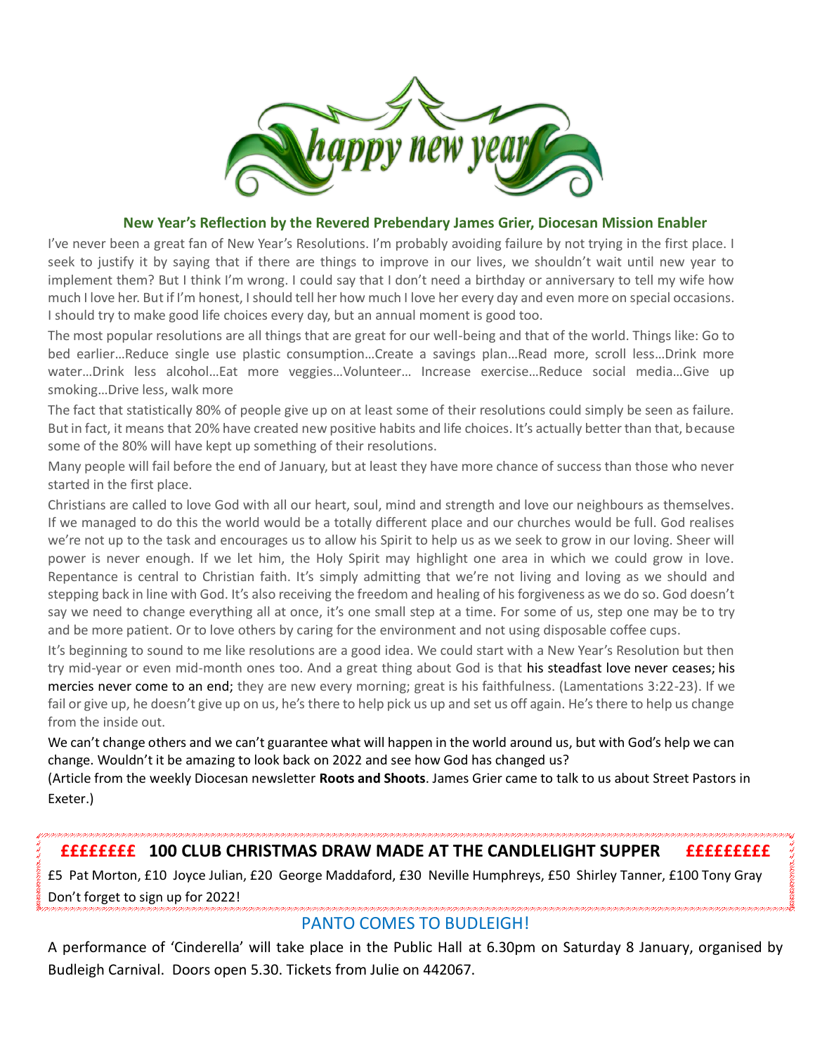# happy new year

### New Year's Reflection by the Revered Prebendary James Grier, Diocesan Mission Enabler

I've never been a great fan of New Year's Resolutions. I'm probably avoiding failure by not trying in the first place. I seek to justify it by saying that if there are things to improve in our lives, we shouldn't wait until new year to implement them? But I think I'm wrong. I could say that I don't need a birthday or anniversary to tell my wife how much I love her. But if I'm honest, I should tell her how much I love her every day and even more on special occasions. I should try to make good life choices every day, but an annual moment is good too.

The most popular resolutions are all things that are great for our well-being and that of the world. Things like: Go to bed earlier…Reduce single use plastic consumption…Create a savings plan…Read more, scroll less…Drink more water…Drink less alcohol…Eat more veggies…Volunteer… Increase exercise…Reduce social media…Give up smoking…Drive less, walk more

The fact that statistically 80% of people give up on at least some of their resolutions could simply be seen as failure. But in fact, it means that 20% have created new positive habits and life choices. It's actually better than that, because some of the 80% will have kept up something of their resolutions.

Many people will fail before the end of January, but at least they have more chance of success than those who never started in the first place.

Christians are called to love God with all our heart, soul, mind and strength and love our neighbours as themselves. If we managed to do this the world would be a totally different place and our churches would be full. God realises we're not up to the task and encourages us to allow his Spirit to help us as we seek to grow in our loving. Sheer will power is never enough. If we let him, the Holy Spirit may highlight one area in which we could grow in love. Repentance is central to Christian faith. It's simply admitting that we're not living and loving as we should and stepping back in line with God. It's also receiving the freedom and healing of his forgiveness as we do so. God doesn't say we need to change everything all at once, it's one small step at a time. For some of us, step one may be to try and be more patient. Or to love others by caring for the environment and not using disposable coffee cups.

It's beginning to sound to me like resolutions are a good idea. We could start with a New Year's Resolution but then try mid-year or even mid-month ones too. And a great thing about God is that his steadfast love never ceases; his mercies never come to an end; they are new every morning; great is his faithfulness. (Lamentations 3:22-23). If we fail or give up, he doesn't give up on us, he's there to help pick us up and set us off again. He's there to help us change from the inside out.

We can't change others and we can't guarantee what will happen in the world around us, but with God's help we can change. Wouldn't it be amazing to look back on 2022 and see how God has changed us?

(Article from the weekly Diocesan newsletter **Roots and Shoots**. James Grier came to talk to us about Street Pastors in Exeter.)

### ££££££££ 100 CLUB CHRISTMAS DRAW MADE AT THE CANDLELIGHT SUPPER £££££££££

£5 Pat Morton, £10 Joyce Julian, £20 George Maddaford, £30 Neville Humphreys, £50 Shirley Tanner, £100 Tony Gray

Don't forget to sign up for 2022!

## PANTO COMES TO BUDLEIGH!

A performance of 'Cinderella' will take place in the Public Hall at 6.30pm on Saturday 8 January, organised by Budleigh Carnival. Doors open 5.30. Tickets from Julie on 442067.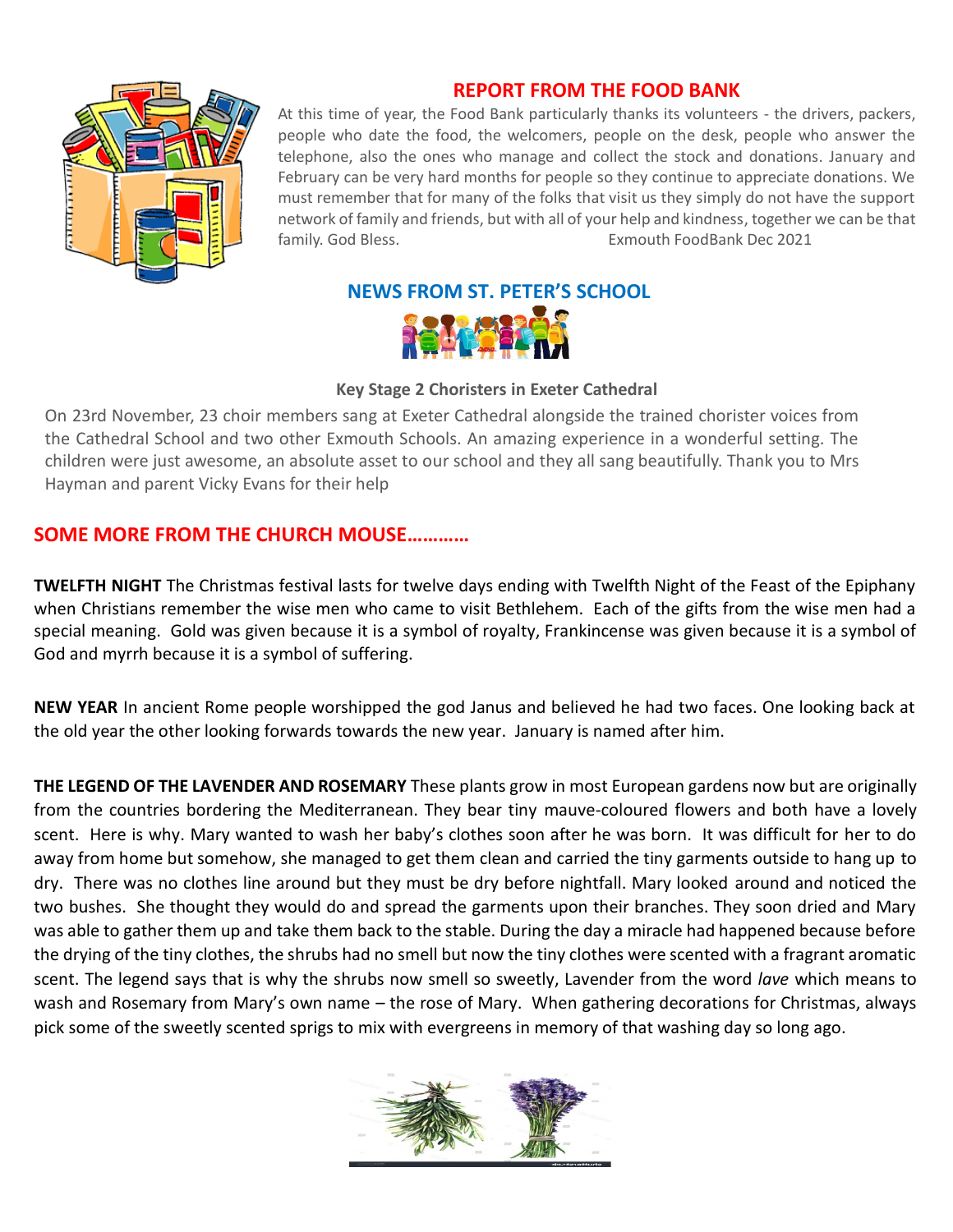## REPORT FROM THE FOOD BANK

At this time of year, the Food Bank particularly thanks its volunteers - the drivers, packers, people who date the food, the welcomers, people on the desk, people who answer the telephone, also the ones who manage and collect the stock and donations. January and February can be very hard months for people so they continue to appreciate donations. We must remember that for many of the folks that visit us they simply do not have the support network of family and friends, but with all of your help and kindness, together we can be that family. God Bless. Exmouth FoodBank Dec 2021

## NEWS FROM ST. PETER'S SCHOOL

### Key Stage 2 Choristers in Exeter Cathedral

On 23rd November, 23 choir members sang at Exeter Cathedral alongside the trained chorister voices from the Cathedral School and two other Exmouth Schools. An amazing experience in a wonderful setting. The children were just awesome, an absolute asset to our school and they all sang beautifully. Thank you to Mrs Hayman and parent Vicky Evans for their help

## SOME MORE FROM THE CHURCH MOUSE…………

**TWELFTH NIGHT** The Christmas festival lasts for twelve days ending with Twelfth Night of the Feast of the Epiphany when Christians remember the wise men who came to visit Bethlehem. Each of the gifts from the wise men had a special meaning. Gold was given because it is a symbol of royalty, Frankincense was given because it is a symbol of God and myrrh because it is a symbol of suffering.

**NEW YEAR** In ancient Rome people worshipped the god Janus and believed he had two faces. One looking back at the old year the other looking forwards towards the new year. January is named after him.

**THE LEGEND OF THE LAVENDER AND ROSEMARY** These plants grow in most European gardens now but are originally from the countries bordering the Mediterranean. They bear tiny mauve-coloured flowers and both have a lovely scent. Here is why. Mary wanted to wash her baby's clothes soon after he was born. It was difficult for her to do away from home but somehow, she managed to get them clean and carried the tiny garments outside to hang up to dry. There was no clothes line around but they must be dry before nightfall. Mary looked around and noticed the two bushes. She thought they would do and spread the garments upon their branches. They soon dried and Mary was able to gather them up and take them back to the stable. During the day a miracle had happened because before the drying of the tiny clothes, the shrubs had no smell but now the tiny clothes were scented with a fragrant aromatic scent. The legend says that is why the shrubs now smell so sweetly, Lavender from the word *lave* which means to wash and Rosemary from Mary's own name – the rose of Mary. When gathering decorations for Christmas, always pick some of the sweetly scented sprigs to mix with evergreens in memory of that washing day so long ago.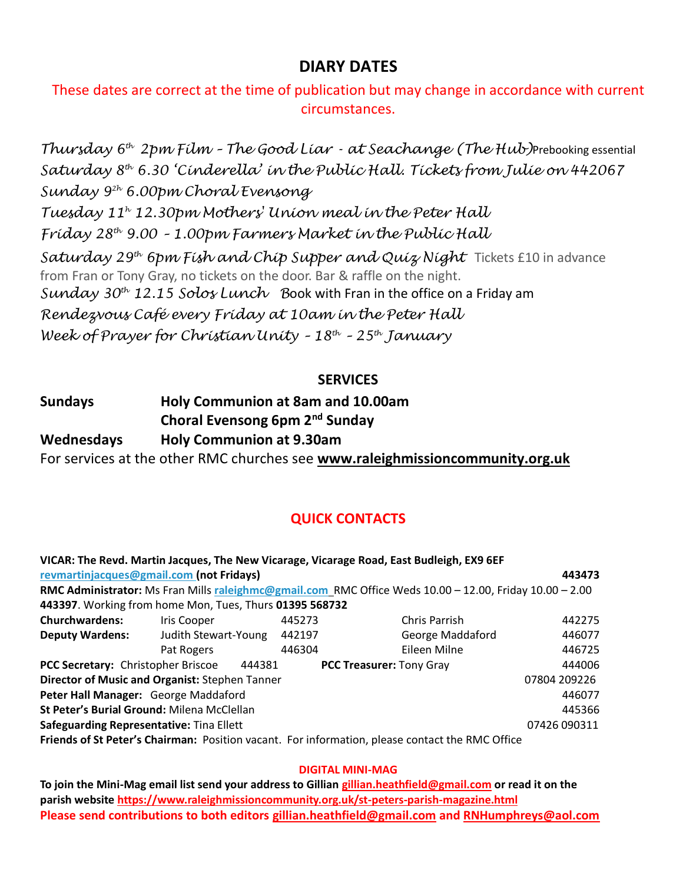## DIARY DATES

These dates are correct at the time of publication but may change in accordance with current circumstances.

*Thursday 6th 2pm Film – The Good Liar - at Seachange (The Hub)* Prebooking essential
*Saturday 8th 6.30 'Cinderella' in the Public Hall. Tickets from Julie on 442067*
*Sunday 92h 6.00pm Choral Evensong*
*Tuesday 11h 12.30pm Mothers' Union meal in the Peter Hall*
*Friday 28th 9.00 – 1.00pm Farmers Market in the Public Hall*
*Saturday 29th 6pm Fish and Chip Supper and Quiz Night* Tickets £10 in advance from Fran or Tony Gray, no tickets on the door. Bar & raffle on the night.
*Sunday 30th 12.15 Solos Lunch* Book with Fran in the office on a Friday am
*Rendezvous Café every Friday at 10am in the Peter Hall*
*Week of Prayer for Christian Unity – 18th – 25th January*

## SERVICES

| | |
|---|---|
| **Sundays** | **Holy Communion at 8am and 10.00am** |
| | **Choral Evensong 6pm 2nd Sunday** |
| **Wednesdays** | **Holy Communion at 9.30am** |

For services at the other RMC churches see **www.raleighmissioncommunity.org.uk**

## QUICK CONTACTS

**VICAR: The Revd. Martin Jacques, The New Vicarage, Vicarage Road, East Budleigh, EX9 6EF**
**revmartinjacques@gmail.com (not Fridays)** **443473**

**RMC Administrator:** Ms Fran Mills **raleighmc@gmail.com** RMC Office Weds 10.00 – 12.00, Friday 10.00 – 2.00 **443397**. Working from home Mon, Tues, Thurs **01395 568732**

| | | | | |
|---|---|---|---|---|
| **Churchwardens:** | Iris Cooper | 445273 | Chris Parrish | 442275 |
| **Deputy Wardens:** | Judith Stewart-Young | 442197 | George Maddaford | 446077 |
| | Pat Rogers | 446304 | Eileen Milne | 446725 |

**PCC Secretary:** Christopher Briscoe 444381 **PCC Treasurer:** Tony Gray 444006
**Director of Music and Organist:** Stephen Tanner 07804 209226
**Peter Hall Manager:** George Maddaford 446077
**St Peter's Burial Ground:** Milena McClellan 445366
**Safeguarding Representative:** Tina Ellett 07426 090311
**Friends of St Peter's Chairman:** Position vacant. For information, please contact the RMC Office

### DIGITAL MINI-MAG

**To join the Mini-Mag email list send your address to Gillian gillian.heathfield@gmail.com or read it on the parish website https://www.raleighmissioncommunity.org.uk/st-peters-parish-magazine.html**
**Please send contributions to both editors gillian.heathfield@gmail.com and RNHumphreys@aol.com**